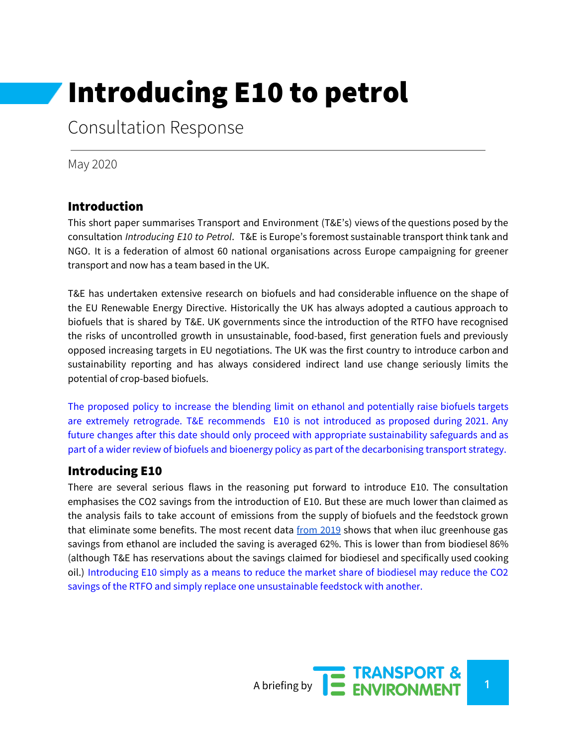# Introducing E10 to petrol

Consultation Response

May 2020

## Introduction

This short paper summarises Transport and Environment (T&E's) views of the questions posed by the consultation *Introducing E10 to Petrol*. T&E is Europe's foremost sustainable transport think tank and NGO. It is a federation of almost 60 national organisations across Europe campaigning for greener transport and now has a team based in the UK.

T&E has undertaken extensive research on biofuels and had considerable influence on the shape of the EU Renewable Energy Directive. Historically the UK has always adopted a cautious approach to biofuels that is shared by T&E. UK governments since the introduction of the RTFO have recognised the risks of uncontrolled growth in unsustainable, food-based, first generation fuels and previously opposed increasing targets in EU negotiations. The UK was the first country to introduce carbon and sustainability reporting and has always considered indirect land use change seriously limits the potential of crop-based biofuels.

The proposed policy to increase the blending limit on ethanol and potentially raise biofuels targets are extremely retrograde. T&E recommends E10 is not introduced as proposed during 2021. Any future changes after this date should only proceed with appropriate sustainability safeguards and as part of a wider review of biofuels and bioenergy policy as part of the decarbonising transport strategy.

## Introducing E10

There are several serious flaws in the reasoning put forward to introduce E10. The consultation emphasises the $CO_2$ savings from the introduction of E10. But these are much lower than claimed as the analysis fails to take account of emissions from the supply of biofuels and the feedstock grown that eliminate some benefits. The most recent data from 2019 shows that when iluc greenhouse gas savings from ethanol are included the saving is averaged 62%. This is lower than from biodiesel 86% (although T&E has reservations about the savings claimed for biodiesel and specifically used cooking oil.) Introducing E10 simply as a means to reduce the market share of biodiesel may reduce the $CO_2$ savings of the RTFO and simply replace one unsustainable feedstock with another.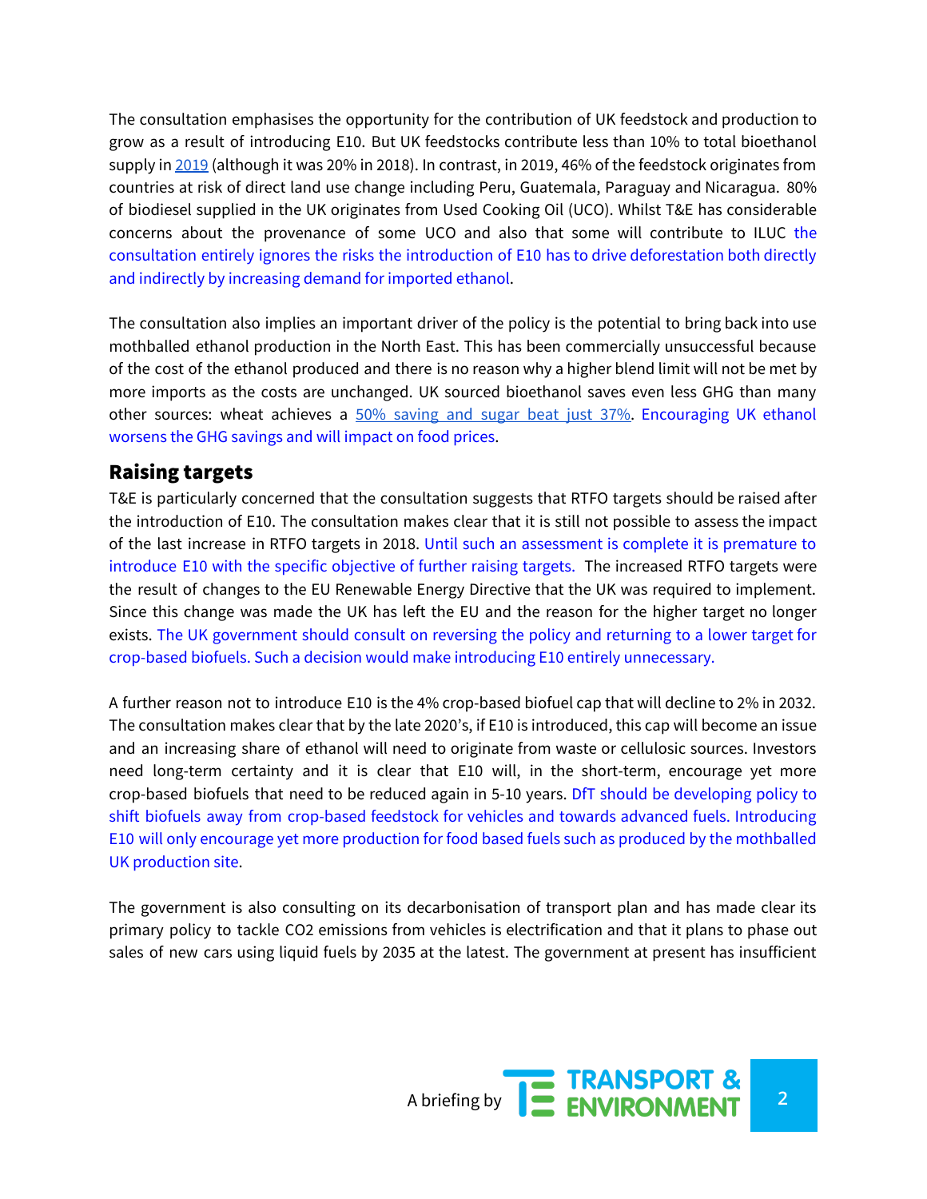The consultation emphasises the opportunity for the contribution of UK feedstock and production to grow as a result of introducing E10. But UK feedstocks contribute less than 10% to total bioethanol supply in 2019 (although it was 20% in 2018). In contrast, in 2019, 46% of the feedstock originates from countries at risk of direct land use change including Peru, Guatemala, Paraguay and Nicaragua. 80% of biodiesel supplied in the UK originates from Used Cooking Oil (UCO). Whilst T&E has considerable concerns about the provenance of some UCO and also that some will contribute to ILUC the consultation entirely ignores the risks the introduction of E10 has to drive deforestation both directly and indirectly by increasing demand for imported ethanol.

The consultation also implies an important driver of the policy is the potential to bring back into use mothballed ethanol production in the North East. This has been commercially unsuccessful because of the cost of the ethanol produced and there is no reason why a higher blend limit will not be met by more imports as the costs are unchanged. UK sourced bioethanol saves even less GHG than many other sources: wheat achieves a 50% saving and sugar beat just 37%. Encouraging UK ethanol worsens the GHG savings and will impact on food prices.

## Raising targets

T&E is particularly concerned that the consultation suggests that RTFO targets should be raised after the introduction of E10. The consultation makes clear that it is still not possible to assess the impact of the last increase in RTFO targets in 2018. Until such an assessment is complete it is premature to introduce E10 with the specific objective of further raising targets. The increased RTFO targets were the result of changes to the EU Renewable Energy Directive that the UK was required to implement. Since this change was made the UK has left the EU and the reason for the higher target no longer exists. The UK government should consult on reversing the policy and returning to a lower target for crop-based biofuels. Such a decision would make introducing E10 entirely unnecessary.

A further reason not to introduce E10 is the 4% crop-based biofuel cap that will decline to 2% in 2032. The consultation makes clear that by the late 2020's, if E10 is introduced, this cap will become an issue and an increasing share of ethanol will need to originate from waste or cellulosic sources. Investors need long-term certainty and it is clear that E10 will, in the short-term, encourage yet more crop-based biofuels that need to be reduced again in 5-10 years. DfT should be developing policy to shift biofuels away from crop-based feedstock for vehicles and towards advanced fuels. Introducing E10 will only encourage yet more production for food based fuels such as produced by the mothballed UK production site.

The government is also consulting on its decarbonisation of transport plan and has made clear its primary policy to tackle $CO_2$ emissions from vehicles is electrification and that it plans to phase out sales of new cars using liquid fuels by 2035 at the latest. The government at present has insufficient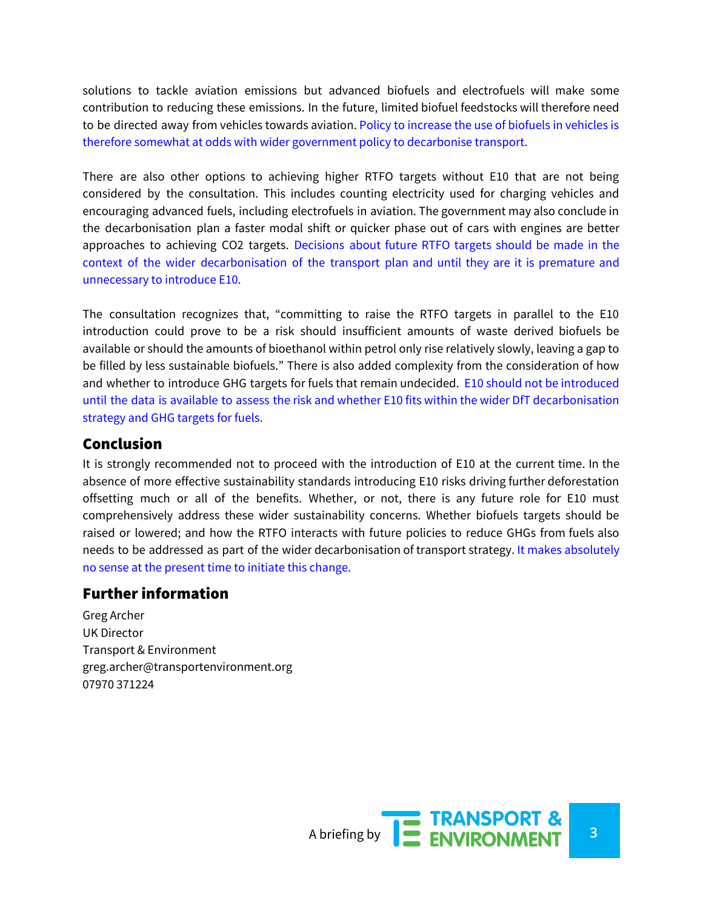solutions to tackle aviation emissions but advanced biofuels and electrofuels will make some contribution to reducing these emissions. In the future, limited biofuel feedstocks will therefore need to be directed away from vehicles towards aviation. Policy to increase the use of biofuels in vehicles is therefore somewhat at odds with wider government policy to decarbonise transport.

There are also other options to achieving higher RTFO targets without E10 that are not being considered by the consultation. This includes counting electricity used for charging vehicles and encouraging advanced fuels, including electrofuels in aviation. The government may also conclude in the decarbonisation plan a faster modal shift or quicker phase out of cars with engines are better approaches to achieving CO2 targets. Decisions about future RTFO targets should be made in the context of the wider decarbonisation of the transport plan and until they are it is premature and unnecessary to introduce E10.

The consultation recognizes that, "committing to raise the RTFO targets in parallel to the E10 introduction could prove to be a risk should insufficient amounts of waste derived biofuels be available or should the amounts of bioethanol within petrol only rise relatively slowly, leaving a gap to be filled by less sustainable biofuels." There is also added complexity from the consideration of how and whether to introduce GHG targets for fuels that remain undecided. E10 should not be introduced until the data is available to assess the risk and whether E10 fits within the wider DfT decarbonisation strategy and GHG targets for fuels.

## Conclusion

It is strongly recommended not to proceed with the introduction of E10 at the current time. In the absence of more effective sustainability standards introducing E10 risks driving further deforestation offsetting much or all of the benefits. Whether, or not, there is any future role for E10 must comprehensively address these wider sustainability concerns. Whether biofuels targets should be raised or lowered; and how the RTFO interacts with future policies to reduce GHGs from fuels also needs to be addressed as part of the wider decarbonisation of transport strategy. It makes absolutely no sense at the present time to initiate this change.

## Further information

Greg Archer
UK Director
Transport & Environment
greg.archer@transportenvironment.org
07970 371224